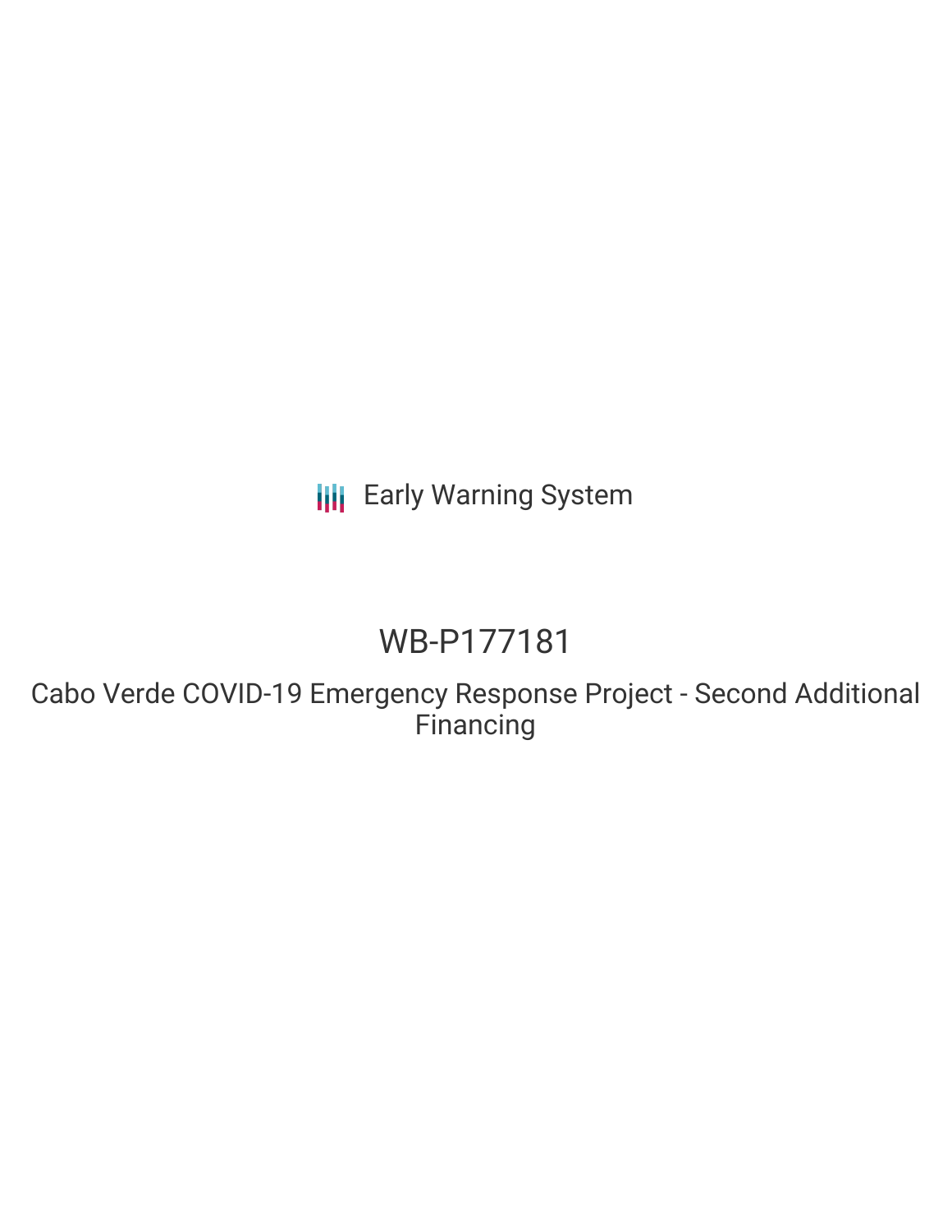Early Warning System

# WB-P177181

## Cabo Verde COVID-19 Emergency Response Project - Second Additional Financing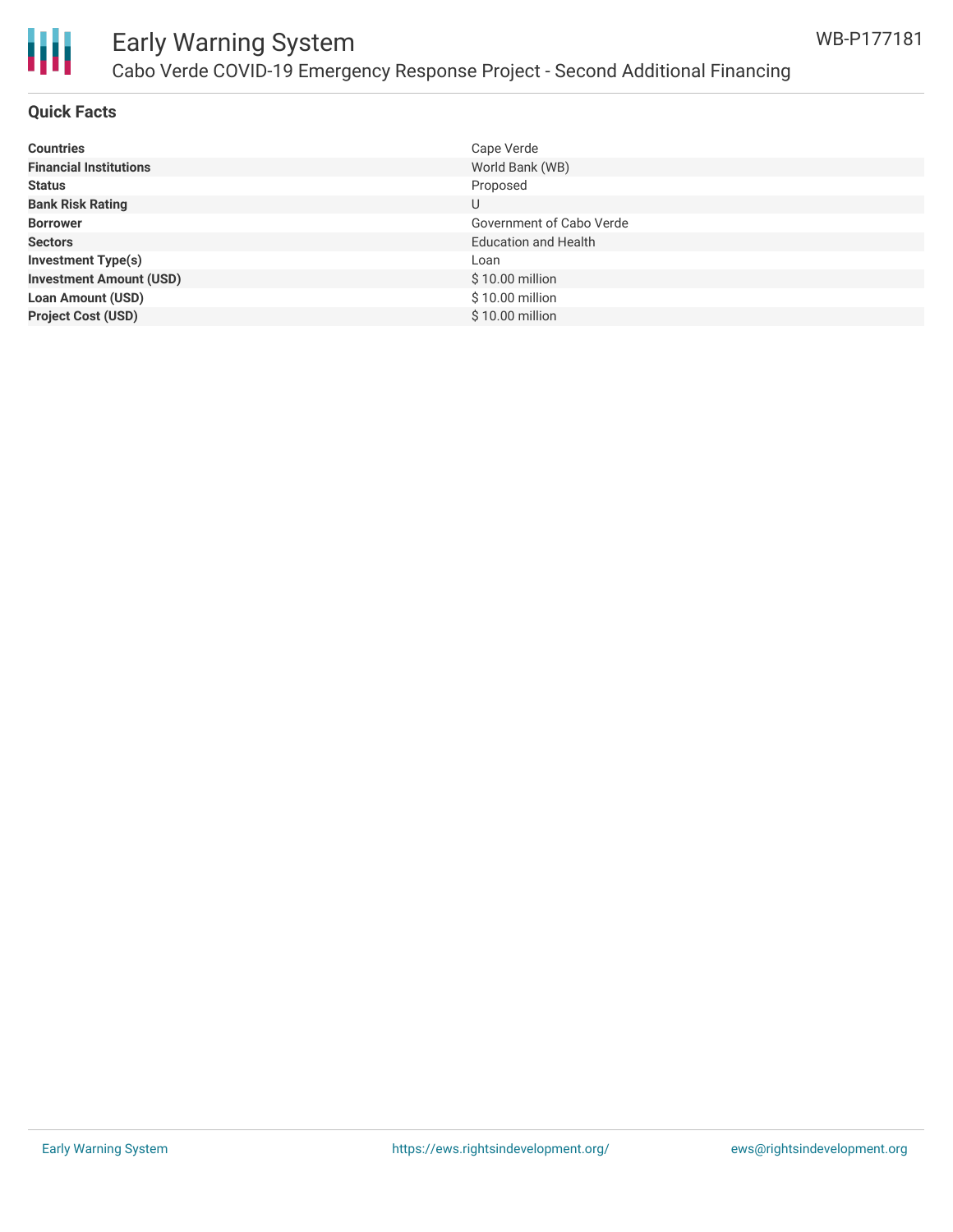## Quick Facts

| | |
|---|---|
| **Countries** | Cape Verde |
| **Financial Institutions** | World Bank (WB) |
| **Status** | Proposed |
| **Bank Risk Rating** | U |
| **Borrower** | Government of Cabo Verde |
| **Sectors** | Education and Health |
| **Investment Type(s)** | Loan |
| **Investment Amount (USD)** | $ 10.00 million |
| **Loan Amount (USD)** | $ 10.00 million |
| **Project Cost (USD)** | $ 10.00 million |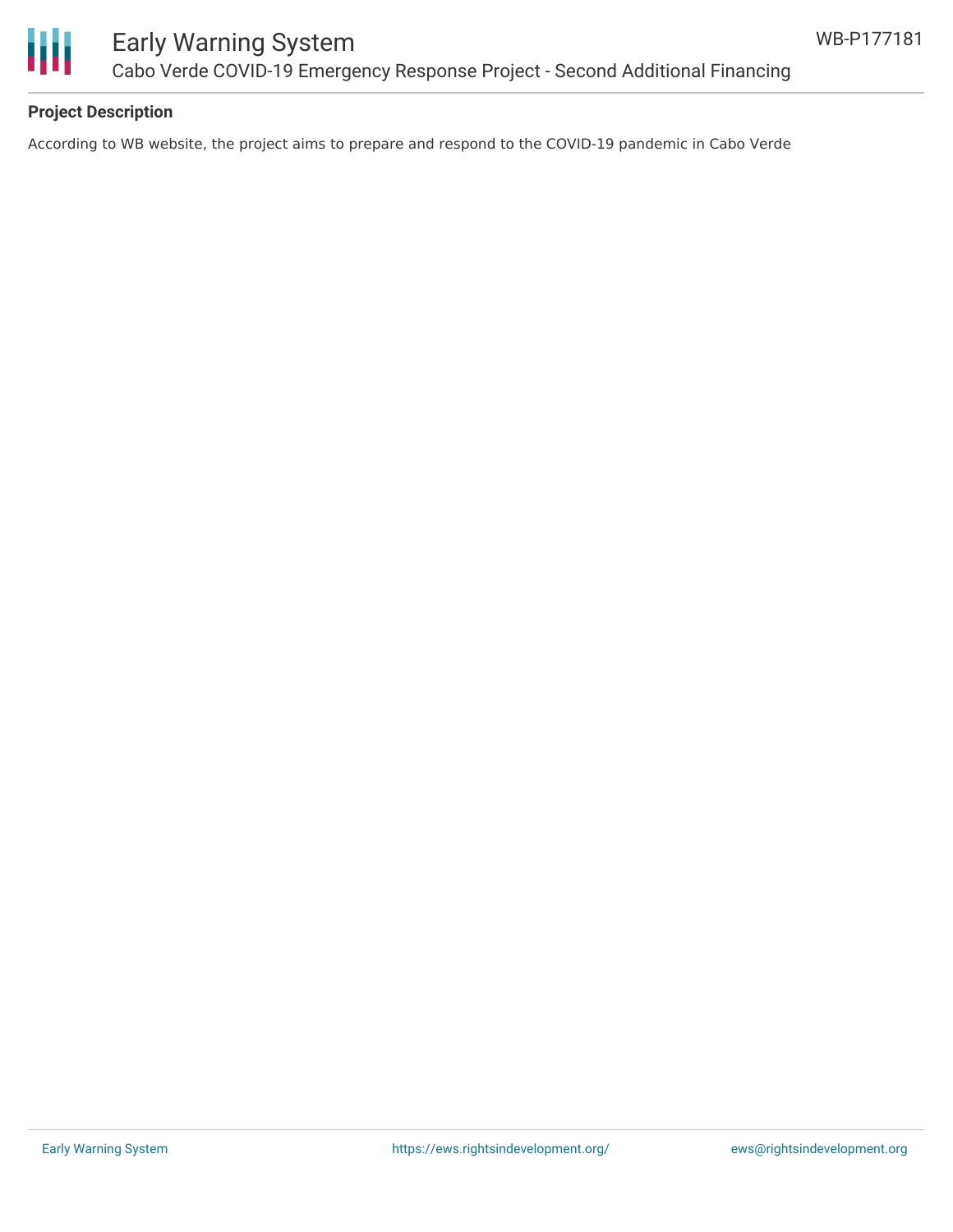**Project Description**

According to WB website, the project aims to prepare and respond to the COVID-19 pandemic in Cabo Verde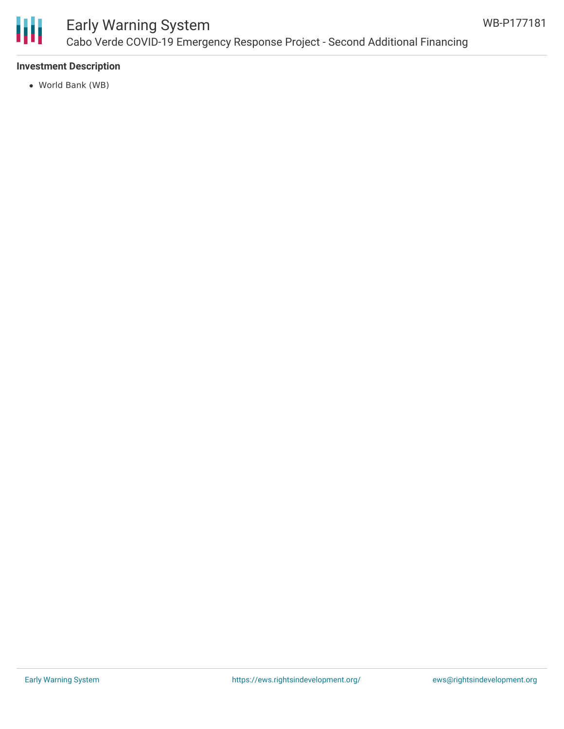**Investment Description**

- World Bank (WB)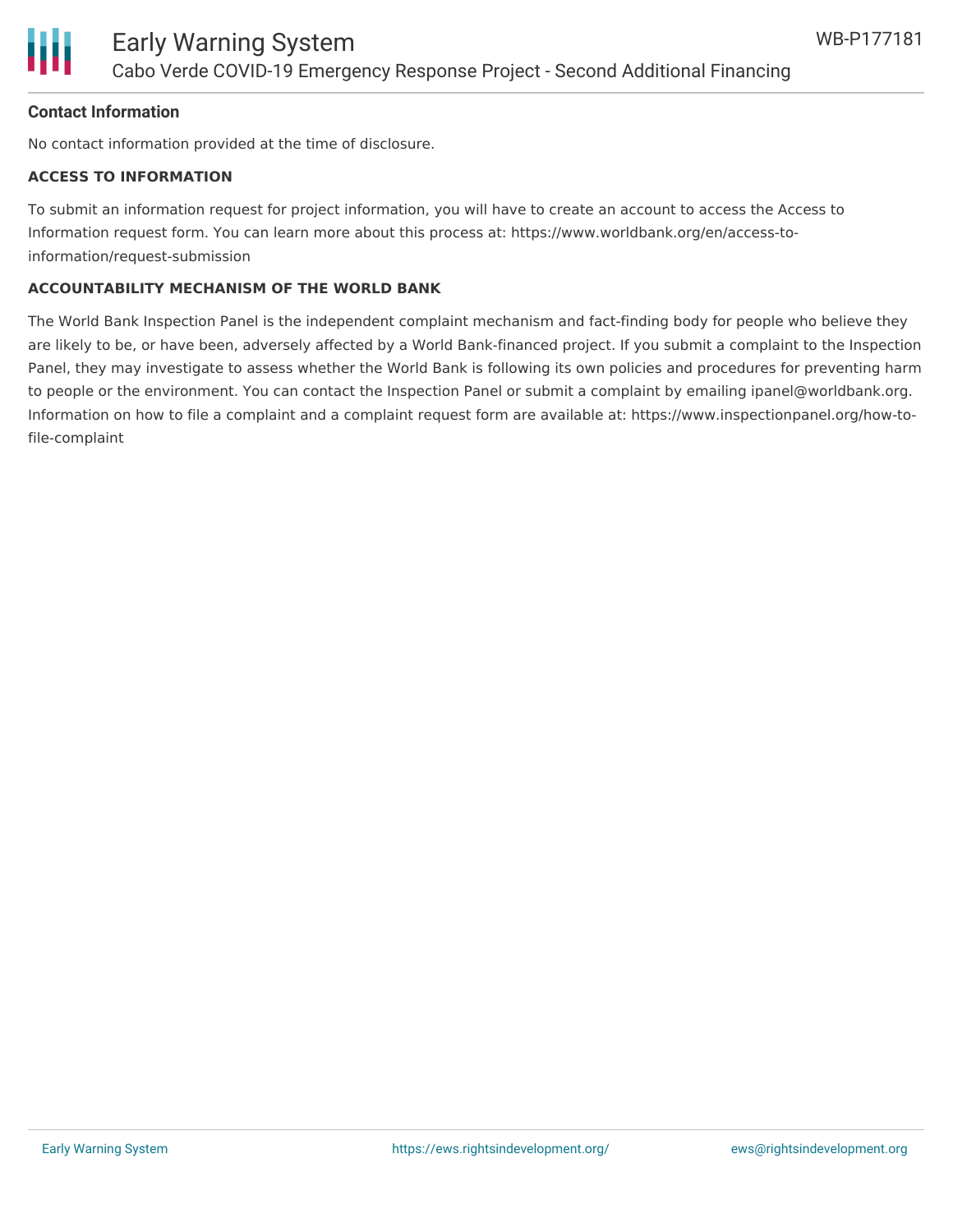**Contact Information**

No contact information provided at the time of disclosure.

**ACCESS TO INFORMATION**

To submit an information request for project information, you will have to create an account to access the Access to Information request form. You can learn more about this process at: https://www.worldbank.org/en/access-to-information/request-submission

**ACCOUNTABILITY MECHANISM OF THE WORLD BANK**

The World Bank Inspection Panel is the independent complaint mechanism and fact-finding body for people who believe they are likely to be, or have been, adversely affected by a World Bank-financed project. If you submit a complaint to the Inspection Panel, they may investigate to assess whether the World Bank is following its own policies and procedures for preventing harm to people or the environment. You can contact the Inspection Panel or submit a complaint by emailing ipanel@worldbank.org. Information on how to file a complaint and a complaint request form are available at: https://www.inspectionpanel.org/how-to-file-complaint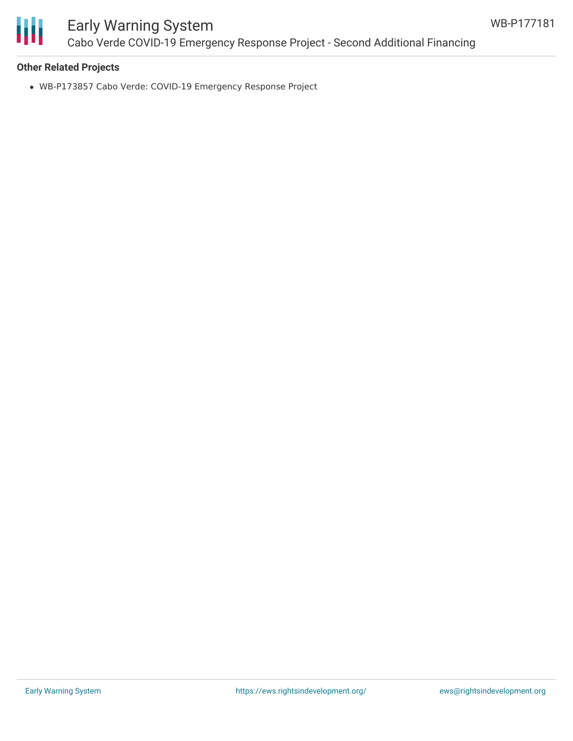**Other Related Projects**

- WB-P173857 Cabo Verde: COVID-19 Emergency Response Project